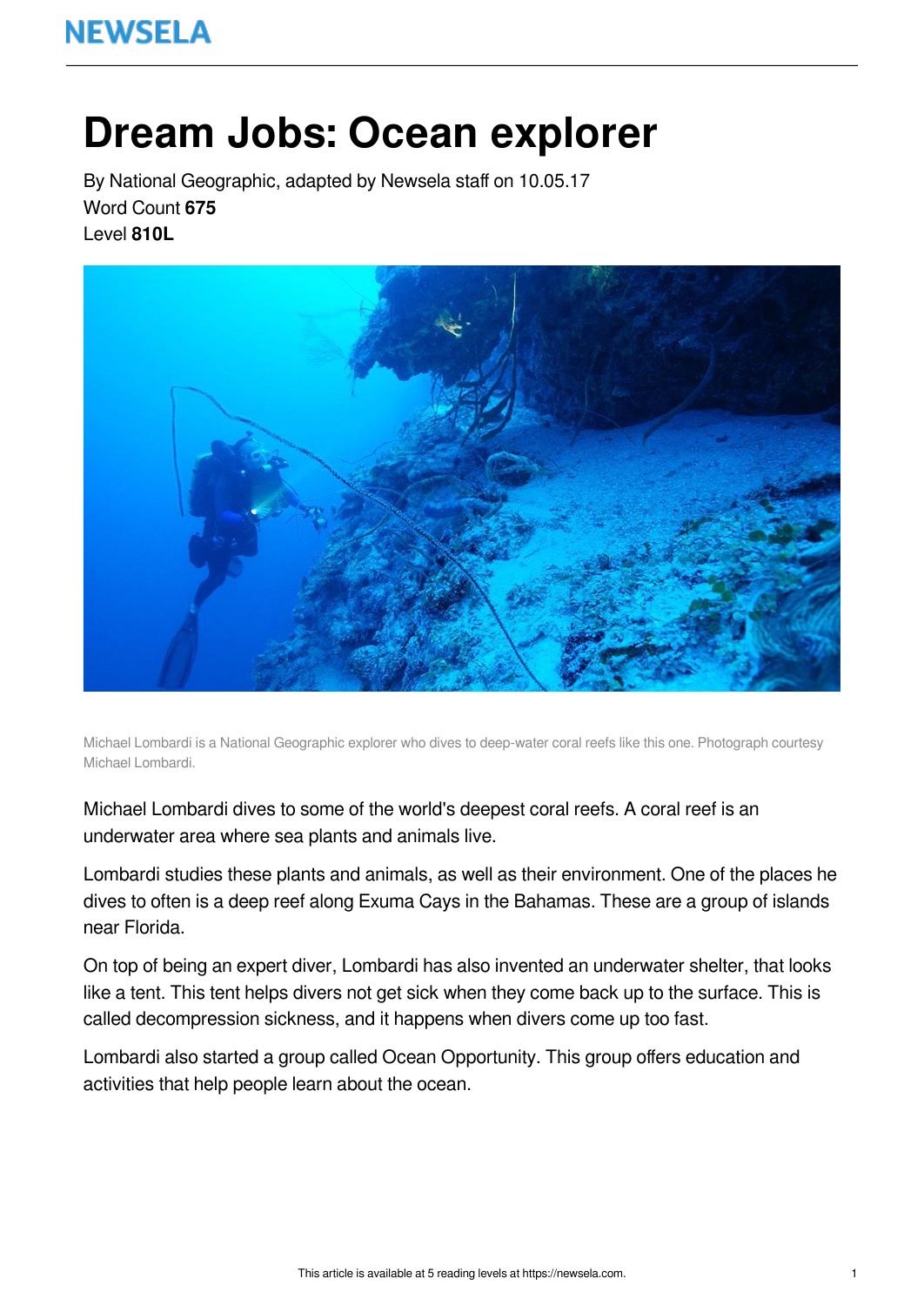NEWSELA

# Dream Jobs: Ocean explorer

By National Geographic, adapted by Newsela staff on 10.05.17
Word Count **675**
Level **810L**

Michael Lombardi is a National Geographic explorer who dives to deep-water coral reefs like this one. Photograph courtesy Michael Lombardi.

Michael Lombardi dives to some of the world's deepest coral reefs. A coral reef is an underwater area where sea plants and animals live.

Lombardi studies these plants and animals, as well as their environment. One of the places he dives to often is a deep reef along Exuma Cays in the Bahamas. These are a group of islands near Florida.

On top of being an expert diver, Lombardi has also invented an underwater shelter, that looks like a tent. This tent helps divers not get sick when they come back up to the surface. This is called decompression sickness, and it happens when divers come up too fast.

Lombardi also started a group called Ocean Opportunity. This group offers education and activities that help people learn about the ocean.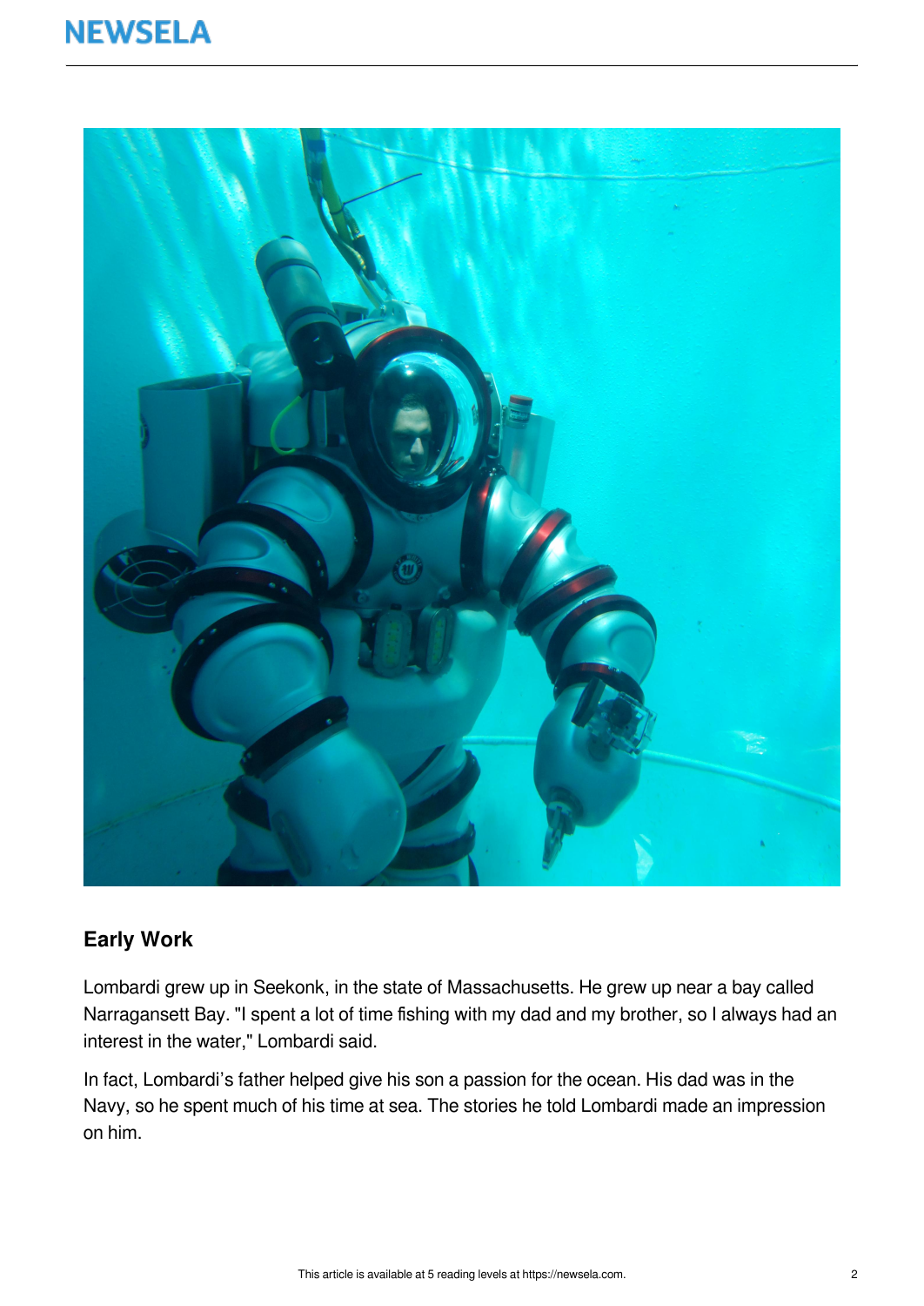## Early Work

Lombardi grew up in Seekonk, in the state of Massachusetts. He grew up near a bay called Narragansett Bay. "I spent a lot of time fishing with my dad and my brother, so I always had an interest in the water," Lombardi said.

In fact, Lombardi's father helped give his son a passion for the ocean. His dad was in the Navy, so he spent much of his time at sea. The stories he told Lombardi made an impression on him.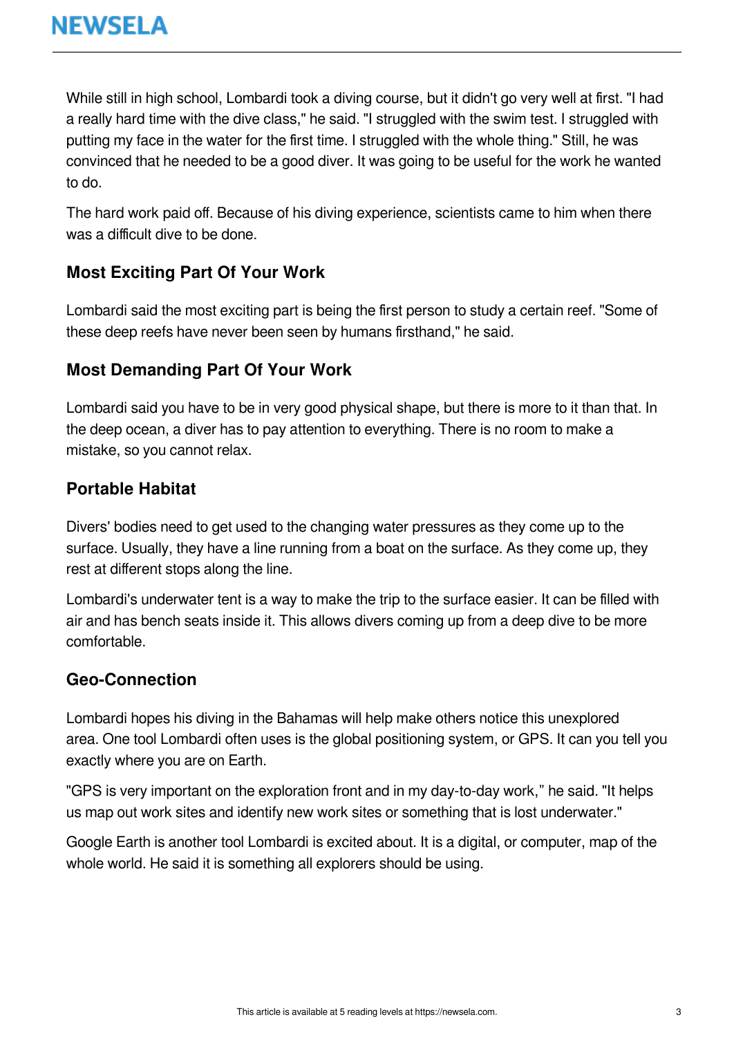While still in high school, Lombardi took a diving course, but it didn't go very well at first. "I had a really hard time with the dive class," he said. "I struggled with the swim test. I struggled with putting my face in the water for the first time. I struggled with the whole thing." Still, he was convinced that he needed to be a good diver. It was going to be useful for the work he wanted to do.

The hard work paid off. Because of his diving experience, scientists came to him when there was a difficult dive to be done.

## Most Exciting Part Of Your Work

Lombardi said the most exciting part is being the first person to study a certain reef. "Some of these deep reefs have never been seen by humans firsthand," he said.

## Most Demanding Part Of Your Work

Lombardi said you have to be in very good physical shape, but there is more to it than that. In the deep ocean, a diver has to pay attention to everything. There is no room to make a mistake, so you cannot relax.

## Portable Habitat

Divers' bodies need to get used to the changing water pressures as they come up to the surface. Usually, they have a line running from a boat on the surface. As they come up, they rest at different stops along the line.

Lombardi's underwater tent is a way to make the trip to the surface easier. It can be filled with air and has bench seats inside it. This allows divers coming up from a deep dive to be more comfortable.

## Geo-Connection

Lombardi hopes his diving in the Bahamas will help make others notice this unexplored area. One tool Lombardi often uses is the global positioning system, or GPS. It can you tell you exactly where you are on Earth.

"GPS is very important on the exploration front and in my day-to-day work," he said. "It helps us map out work sites and identify new work sites or something that is lost underwater."

Google Earth is another tool Lombardi is excited about. It is a digital, or computer, map of the whole world. He said it is something all explorers should be using.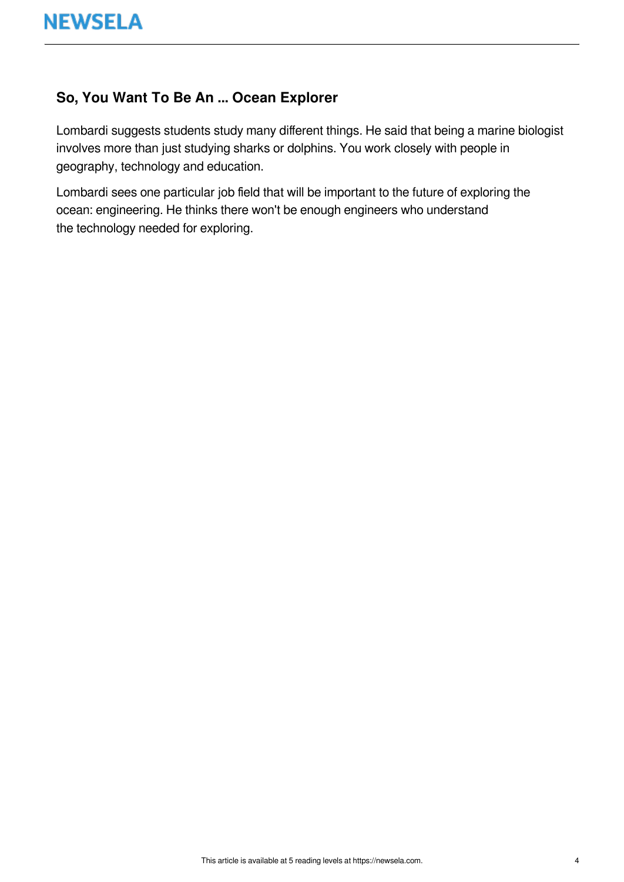## So, You Want To Be An ... Ocean Explorer

Lombardi suggests students study many different things. He said that being a marine biologist involves more than just studying sharks or dolphins. You work closely with people in geography, technology and education.

Lombardi sees one particular job field that will be important to the future of exploring the ocean: engineering. He thinks there won't be enough engineers who understand the technology needed for exploring.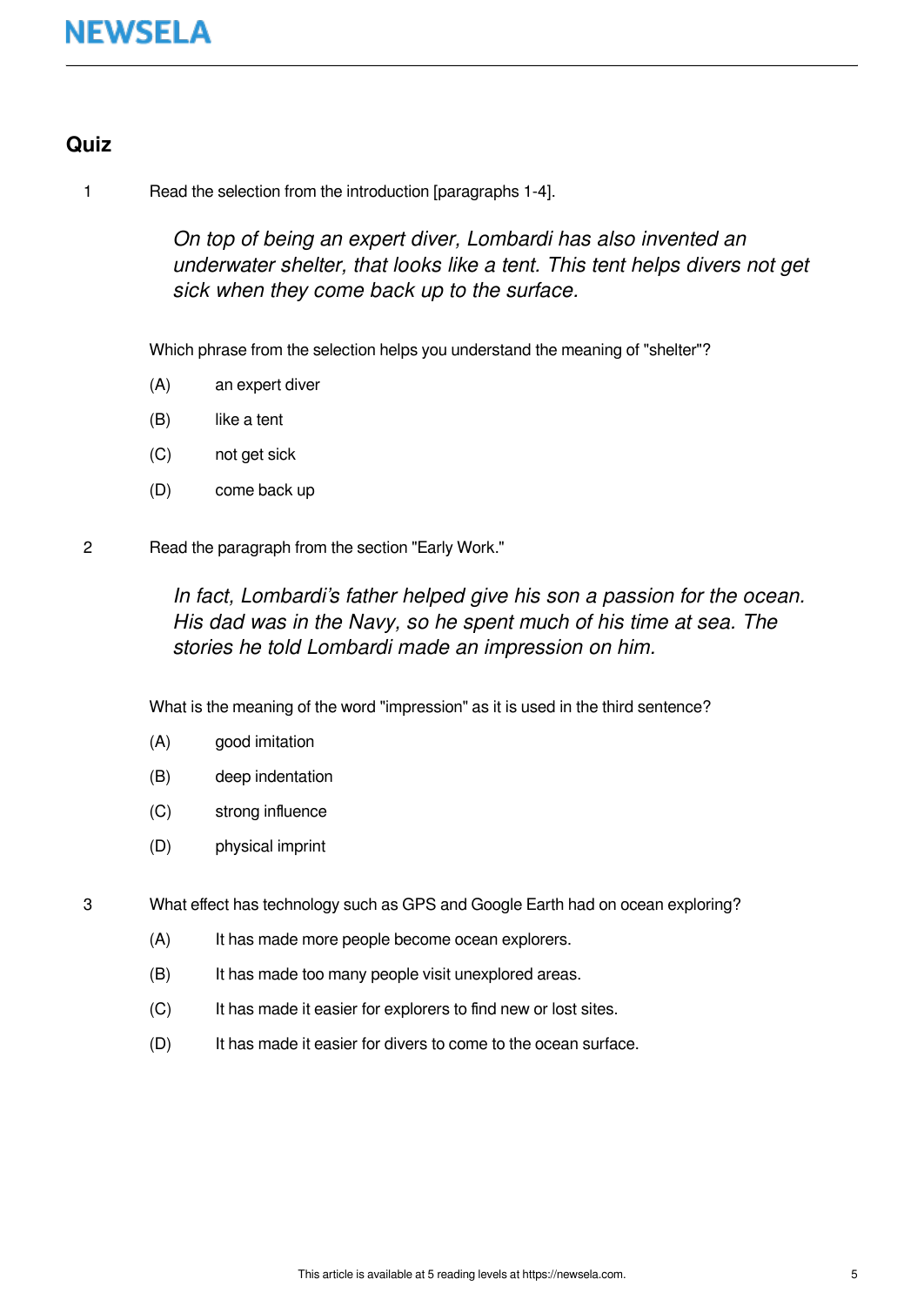## Quiz

1. Read the selection from the introduction [paragraphs 1-4].

   *On top of being an expert diver, Lombardi has also invented an underwater shelter, that looks like a tent. This tent helps divers not get sick when they come back up to the surface.*

   Which phrase from the selection helps you understand the meaning of "shelter"?

   (A) an expert diver

   (B) like a tent

   (C) not get sick

   (D) come back up

2. Read the paragraph from the section "Early Work."

   *In fact, Lombardi's father helped give his son a passion for the ocean. His dad was in the Navy, so he spent much of his time at sea. The stories he told Lombardi made an impression on him.*

   What is the meaning of the word "impression" as it is used in the third sentence?

   (A) good imitation

   (B) deep indentation

   (C) strong influence

   (D) physical imprint

3. What effect has technology such as GPS and Google Earth had on ocean exploring?

   (A) It has made more people become ocean explorers.

   (B) It has made too many people visit unexplored areas.

   (C) It has made it easier for explorers to find new or lost sites.

   (D) It has made it easier for divers to come to the ocean surface.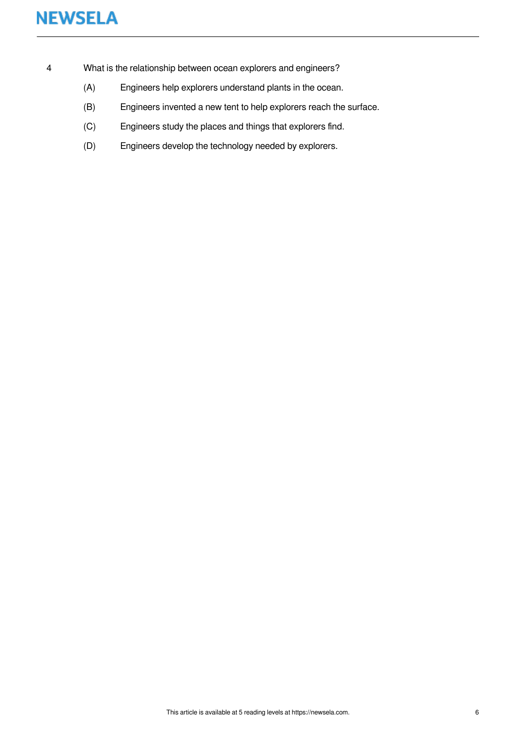4 What is the relationship between ocean explorers and engineers?

(A) Engineers help explorers understand plants in the ocean.

(B) Engineers invented a new tent to help explorers reach the surface.

(C) Engineers study the places and things that explorers find.

(D) Engineers develop the technology needed by explorers.